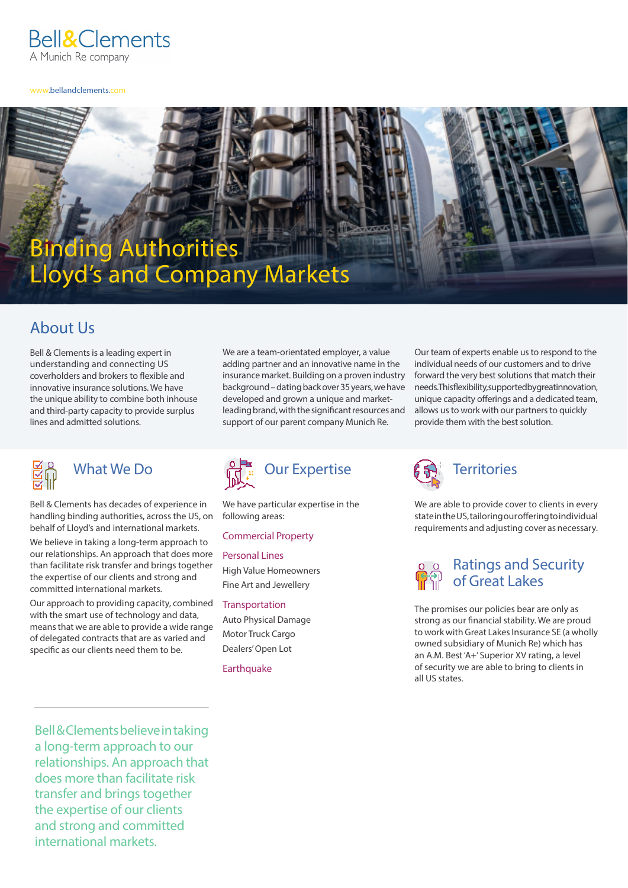Bell&Clements
A Munich Re company

www.bellandclements.com

# Binding Authorities
# Lloyd's and Company Markets

## About Us

Bell & Clements is a leading expert in understanding and connecting US coverholders and brokers to flexible and innovative insurance solutions. We have the unique ability to combine both inhouse and third-party capacity to provide surplus lines and admitted solutions.

We are a team-orientated employer, a value adding partner and an innovative name in the insurance market. Building on a proven industry background – dating back over 35 years, we have developed and grown a unique and market-leading brand, with the significant resources and support of our parent company Munich Re.

Our team of experts enable us to respond to the individual needs of our customers and to drive forward the very best solutions that match their needs. This flexibility, supported by great innovation, unique capacity offerings and a dedicated team, allows us to work with our partners to quickly provide them with the best solution.

## What We Do

Bell & Clements has decades of experience in handling binding authorities, across the US, on behalf of Lloyd's and international markets.

We believe in taking a long-term approach to our relationships. An approach that does more than facilitate risk transfer and brings together the expertise of our clients and strong and committed international markets.

Our approach to providing capacity, combined with the smart use of technology and data, means that we are able to provide a wide range of delegated contracts that are as varied and specific as our clients need them to be.

## Our Expertise

We have particular expertise in the following areas:

### Commercial Property

### Personal Lines

High Value Homeowners
Fine Art and Jewellery

### Transportation

Auto Physical Damage
Motor Truck Cargo
Dealers' Open Lot

### Earthquake

## Territories

We are able to provide cover to clients in every state in the US, tailoring our offering to individual requirements and adjusting cover as necessary.

## Ratings and Security of Great Lakes

The promises our policies bear are only as strong as our financial stability. We are proud to work with Great Lakes Insurance SE (a wholly owned subsidiary of Munich Re) which has an A.M. Best 'A+' Superior XV rating, a level of security we are able to bring to clients in all US states.

---

Bell & Clements believe in taking a long-term approach to our relationships. An approach that does more than facilitate risk transfer and brings together the expertise of our clients and strong and committed international markets.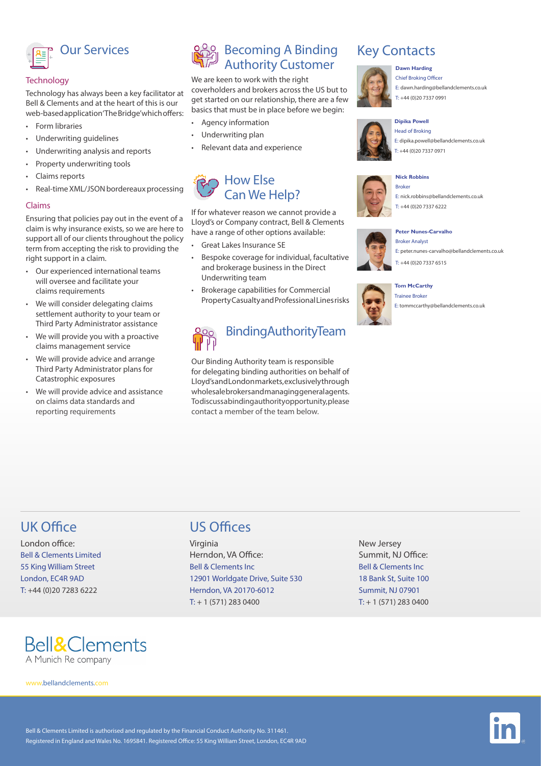## Our Services

### Technology

Technology has always been a key facilitator at Bell & Clements and at the heart of this is our web-based application 'The Bridge' which offers:

- Form libraries
- Underwriting guidelines
- Underwriting analysis and reports
- Property underwriting tools
- Claims reports
- Real-time XML/JSON bordereaux processing

### Claims

Ensuring that policies pay out in the event of a claim is why insurance exists, so we are here to support all of our clients throughout the policy term from accepting the risk to providing the right support in a claim.

- Our experienced international teams will oversee and facilitate your claims requirements
- We will consider delegating claims settlement authority to your team or Third Party Administrator assistance
- We will provide you with a proactive claims management service
- We will provide advice and arrange Third Party Administrator plans for Catastrophic exposures
- We will provide advice and assistance on claims data standards and reporting requirements

## Becoming A Binding Authority Customer

We are keen to work with the right coverholders and brokers across the US but to get started on our relationship, there are a few basics that must be in place before we begin:

- Agency information
- Underwriting plan
- Relevant data and experience

## How Else Can We Help?

If for whatever reason we cannot provide a Lloyd's or Company contract, Bell & Clements have a range of other options available:

- Great Lakes Insurance SE
- Bespoke coverage for individual, facultative and brokerage business in the Direct Underwriting team
- Brokerage capabilities for Commercial Property Casualty and Professional Lines risks

## Binding Authority Team

Our Binding Authority team is responsible for delegating binding authorities on behalf of Lloyd's and London markets, exclusively through wholesale brokers and managing general agents. To discuss a binding authority opportunity, please contact a member of the team below.

## Key Contacts

**Dawn Harding**
Chief Broking Officer
E: dawn.harding@bellandclements.co.uk
T: +44 (0)20 7337 0991

**Dipika Powell**
Head of Broking
E: dipika.powell@bellandclements.co.uk
T: +44 (0)20 7337 0971

**Nick Robbins**
Broker
E: nick.robbins@bellandclements.co.uk
T: +44 (0)20 7337 6222

**Peter Nunes-Carvalho**
Broker Analyst
E: peter.nunes-carvalho@bellandclements.co.uk
T: +44 (0)20 7337 6515

**Tom McCarthy**
Trainee Broker
E: tommccarthy@bellandclements.co.uk

## UK Office

London office:
Bell & Clements Limited
55 King William Street
London, EC4R 9AD
T: +44 (0)20 7283 6222

## US Offices

Virginia
Herndon, VA Office:
Bell & Clements Inc
12901 Worldgate Drive, Suite 530
Herndon, VA 20170-6012
T: + 1 (571) 283 0400

New Jersey
Summit, NJ Office:
Bell & Clements Inc
18 Bank St, Suite 100
Summit, NJ 07901
T: + 1 (571) 283 0400

Bell&Clements
A Munich Re company

www.bellandclements.com

Bell & Clements Limited is authorised and regulated by the Financial Conduct Authority No. 311461.
Registered in England and Wales No. 1695841. Registered Office: 55 King William Street, London, EC4R 9AD